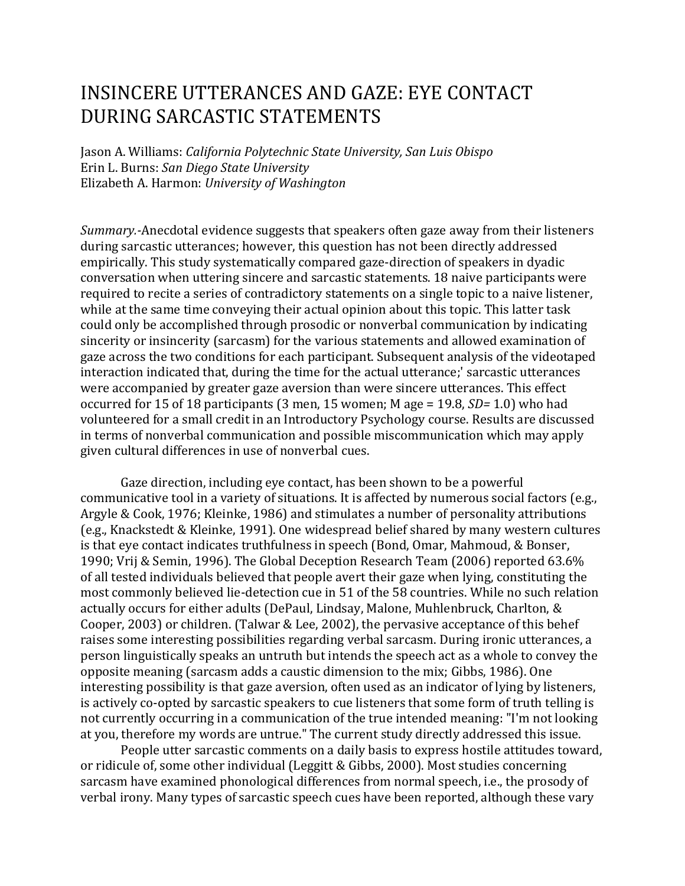# INSINCERE UTTERANCES AND GAZE: EYE CONTACT DURING SARCASTIC STATEMENTS

Jason A. Williams: *California Polytechnic State University, San Luis Obispo*
Erin L. Burns: *San Diego State University*
Elizabeth A. Harmon: *University of Washington*

*Summary.*-Anecdotal evidence suggests that speakers often gaze away from their listeners during sarcastic utterances; however, this question has not been directly addressed empirically. This study systematically compared gaze-direction of speakers in dyadic conversation when uttering sincere and sarcastic statements. 18 naive participants were required to recite a series of contradictory statements on a single topic to a naive listener, while at the same time conveying their actual opinion about this topic. This latter task could only be accomplished through prosodic or nonverbal communication by indicating sincerity or insincerity (sarcasm) for the various statements and allowed examination of gaze across the two conditions for each participant. Subsequent analysis of the videotaped interaction indicated that, during the time for the actual utterance;' sarcastic utterances were accompanied by greater gaze aversion than were sincere utterances. This effect occurred for 15 of 18 participants (3 men, 15 women; M age = 19.8, *SD*= 1.0) who had volunteered for a small credit in an Introductory Psychology course. Results are discussed in terms of nonverbal communication and possible miscommunication which may apply given cultural differences in use of nonverbal cues.

Gaze direction, including eye contact, has been shown to be a powerful communicative tool in a variety of situations. It is affected by numerous social factors (e.g., Argyle & Cook, 1976; Kleinke, 1986) and stimulates a number of personality attributions (e.g., Knackstedt & Kleinke, 1991). One widespread belief shared by many western cultures is that eye contact indicates truthfulness in speech (Bond, Omar, Mahmoud, & Bonser, 1990; Vrij & Semin, 1996). The Global Deception Research Team (2006) reported 63.6% of all tested individuals believed that people avert their gaze when lying, constituting the most commonly believed lie-detection cue in 51 of the 58 countries. While no such relation actually occurs for either adults (DePaul, Lindsay, Malone, Muhlenbruck, Charlton, & Cooper, 2003) or children. (Talwar & Lee, 2002), the pervasive acceptance of this behef raises some interesting possibilities regarding verbal sarcasm. During ironic utterances, a person linguistically speaks an untruth but intends the speech act as a whole to convey the opposite meaning (sarcasm adds a caustic dimension to the mix; Gibbs, 1986). One interesting possibility is that gaze aversion, often used as an indicator of lying by listeners, is actively co-opted by sarcastic speakers to cue listeners that some form of truth telling is not currently occurring in a communication of the true intended meaning: "I'm not looking at you, therefore my words are untrue." The current study directly addressed this issue.

People utter sarcastic comments on a daily basis to express hostile attitudes toward, or ridicule of, some other individual (Leggitt & Gibbs, 2000). Most studies concerning sarcasm have examined phonological differences from normal speech, i.e., the prosody of verbal irony. Many types of sarcastic speech cues have been reported, although these vary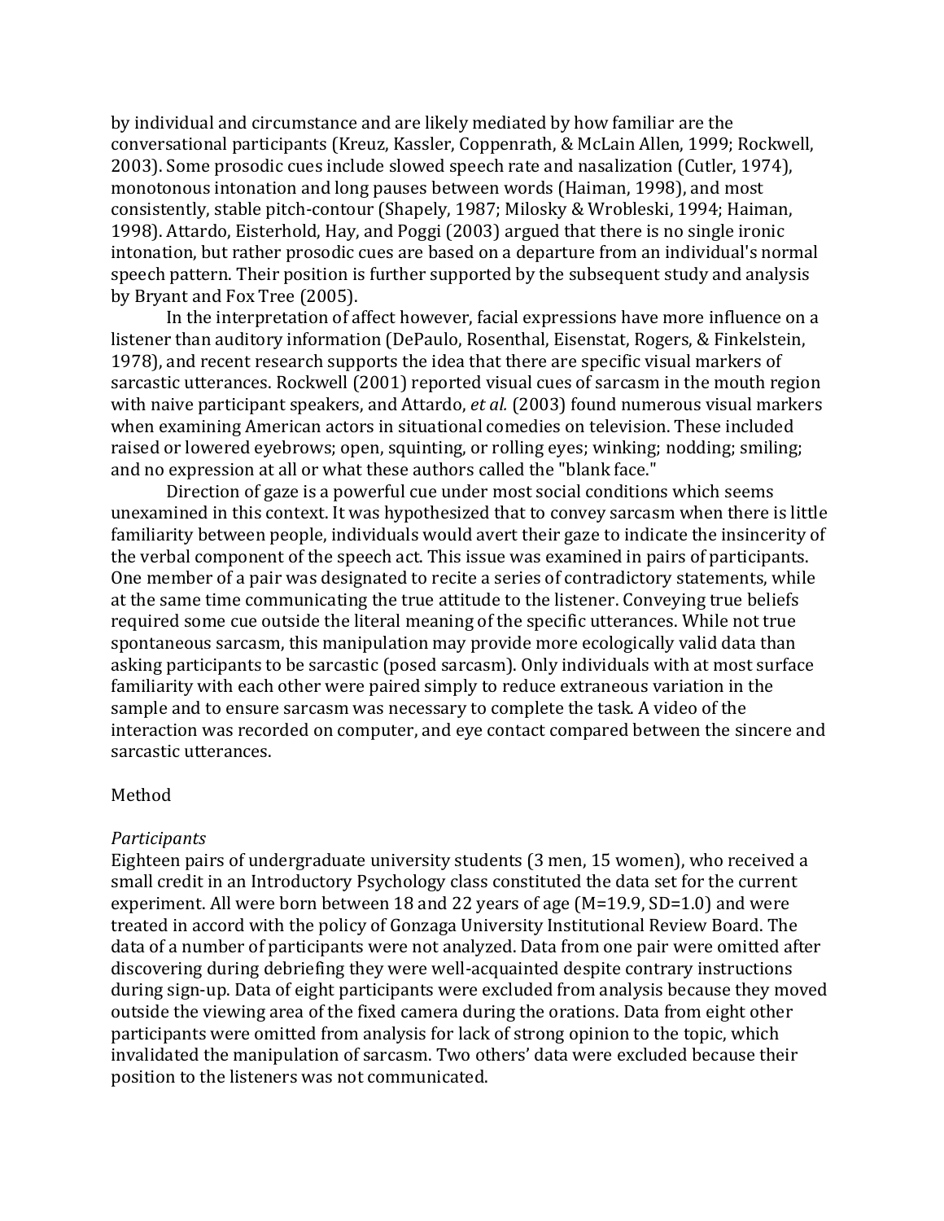by individual and circumstance and are likely mediated by how familiar are the conversational participants (Kreuz, Kassler, Coppenrath, & McLain Allen, 1999; Rockwell, 2003). Some prosodic cues include slowed speech rate and nasalization (Cutler, 1974), monotonous intonation and long pauses between words (Haiman, 1998), and most consistently, stable pitch-contour (Shapely, 1987; Milosky & Wrobleski, 1994; Haiman, 1998). Attardo, Eisterhold, Hay, and Poggi (2003) argued that there is no single ironic intonation, but rather prosodic cues are based on a departure from an individual's normal speech pattern. Their position is further supported by the subsequent study and analysis by Bryant and Fox Tree (2005).

In the interpretation of affect however, facial expressions have more influence on a listener than auditory information (DePaulo, Rosenthal, Eisenstat, Rogers, & Finkelstein, 1978), and recent research supports the idea that there are specific visual markers of sarcastic utterances. Rockwell (2001) reported visual cues of sarcasm in the mouth region with naive participant speakers, and Attardo, *et al.* (2003) found numerous visual markers when examining American actors in situational comedies on television. These included raised or lowered eyebrows; open, squinting, or rolling eyes; winking; nodding; smiling; and no expression at all or what these authors called the "blank face."

Direction of gaze is a powerful cue under most social conditions which seems unexamined in this context. It was hypothesized that to convey sarcasm when there is little familiarity between people, individuals would avert their gaze to indicate the insincerity of the verbal component of the speech act. This issue was examined in pairs of participants. One member of a pair was designated to recite a series of contradictory statements, while at the same time communicating the true attitude to the listener. Conveying true beliefs required some cue outside the literal meaning of the specific utterances. While not true spontaneous sarcasm, this manipulation may provide more ecologically valid data than asking participants to be sarcastic (posed sarcasm). Only individuals with at most surface familiarity with each other were paired simply to reduce extraneous variation in the sample and to ensure sarcasm was necessary to complete the task. A video of the interaction was recorded on computer, and eye contact compared between the sincere and sarcastic utterances.

## Method

### *Participants*

Eighteen pairs of undergraduate university students (3 men, 15 women), who received a small credit in an Introductory Psychology class constituted the data set for the current experiment. All were born between 18 and 22 years of age (M=19.9, SD=1.0) and were treated in accord with the policy of Gonzaga University Institutional Review Board. The data of a number of participants were not analyzed. Data from one pair were omitted after discovering during debriefing they were well-acquainted despite contrary instructions during sign-up. Data of eight participants were excluded from analysis because they moved outside the viewing area of the fixed camera during the orations. Data from eight other participants were omitted from analysis for lack of strong opinion to the topic, which invalidated the manipulation of sarcasm. Two others' data were excluded because their position to the listeners was not communicated.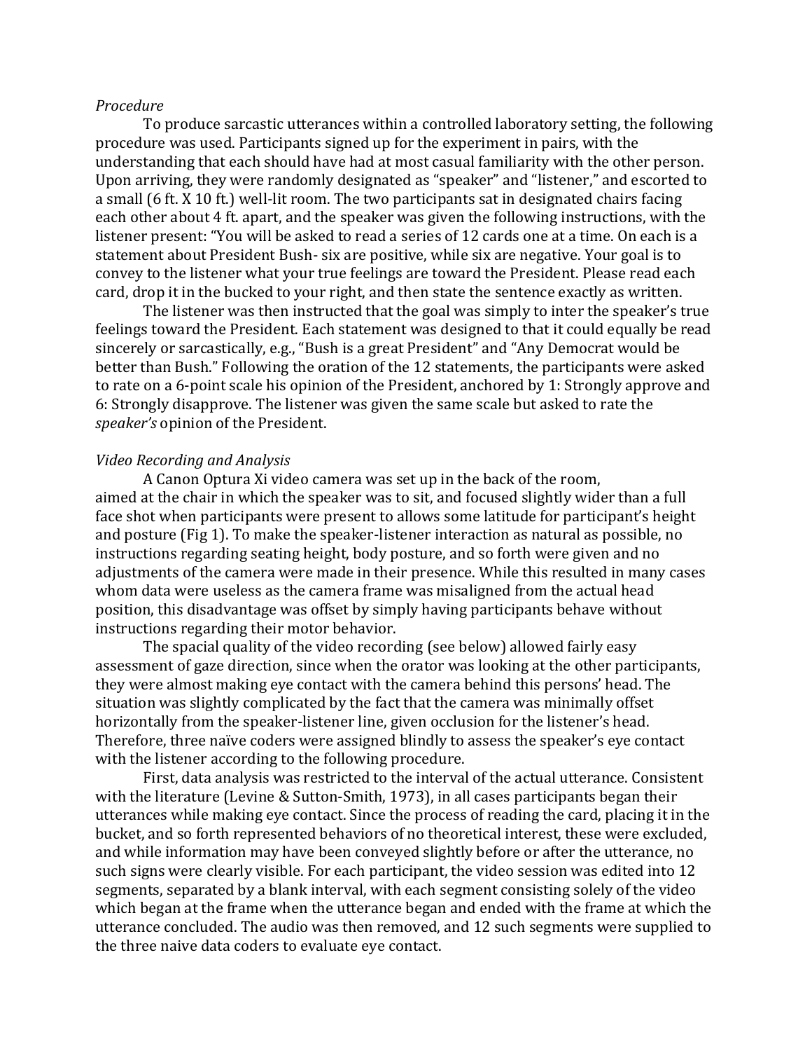*Procedure*

To produce sarcastic utterances within a controlled laboratory setting, the following procedure was used. Participants signed up for the experiment in pairs, with the understanding that each should have had at most casual familiarity with the other person. Upon arriving, they were randomly designated as "speaker" and "listener," and escorted to a small (6 ft. X 10 ft.) well-lit room. The two participants sat in designated chairs facing each other about 4 ft. apart, and the speaker was given the following instructions, with the listener present: "You will be asked to read a series of 12 cards one at a time. On each is a statement about President Bush- six are positive, while six are negative. Your goal is to convey to the listener what your true feelings are toward the President. Please read each card, drop it in the bucked to your right, and then state the sentence exactly as written.

The listener was then instructed that the goal was simply to inter the speaker's true feelings toward the President. Each statement was designed to that it could equally be read sincerely or sarcastically, e.g., "Bush is a great President" and "Any Democrat would be better than Bush." Following the oration of the 12 statements, the participants were asked to rate on a 6-point scale his opinion of the President, anchored by 1: Strongly approve and 6: Strongly disapprove. The listener was given the same scale but asked to rate the *speaker's* opinion of the President.

*Video Recording and Analysis*

A Canon Optura Xi video camera was set up in the back of the room, aimed at the chair in which the speaker was to sit, and focused slightly wider than a full face shot when participants were present to allows some latitude for participant's height and posture (Fig 1). To make the speaker-listener interaction as natural as possible, no instructions regarding seating height, body posture, and so forth were given and no adjustments of the camera were made in their presence. While this resulted in many cases whom data were useless as the camera frame was misaligned from the actual head position, this disadvantage was offset by simply having participants behave without instructions regarding their motor behavior.

The spacial quality of the video recording (see below) allowed fairly easy assessment of gaze direction, since when the orator was looking at the other participants, they were almost making eye contact with the camera behind this persons' head. The situation was slightly complicated by the fact that the camera was minimally offset horizontally from the speaker-listener line, given occlusion for the listener's head. Therefore, three naïve coders were assigned blindly to assess the speaker's eye contact with the listener according to the following procedure.

First, data analysis was restricted to the interval of the actual utterance. Consistent with the literature (Levine & Sutton-Smith, 1973), in all cases participants began their utterances while making eye contact. Since the process of reading the card, placing it in the bucket, and so forth represented behaviors of no theoretical interest, these were excluded, and while information may have been conveyed slightly before or after the utterance, no such signs were clearly visible. For each participant, the video session was edited into 12 segments, separated by a blank interval, with each segment consisting solely of the video which began at the frame when the utterance began and ended with the frame at which the utterance concluded. The audio was then removed, and 12 such segments were supplied to the three naive data coders to evaluate eye contact.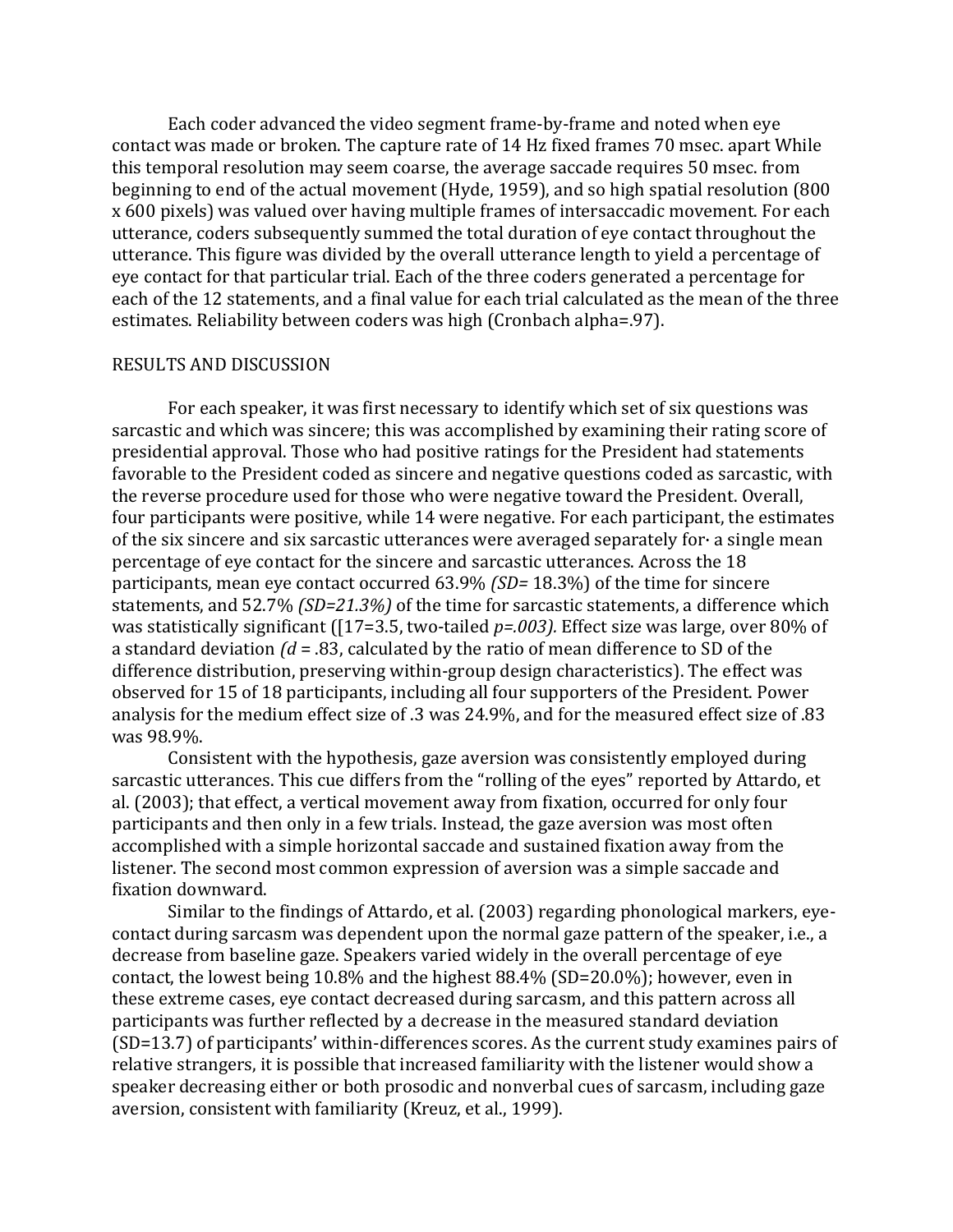Each coder advanced the video segment frame-by-frame and noted when eye contact was made or broken. The capture rate of 14 Hz fixed frames 70 msec. apart While this temporal resolution may seem coarse, the average saccade requires 50 msec. from beginning to end of the actual movement (Hyde, 1959), and so high spatial resolution (800 x 600 pixels) was valued over having multiple frames of intersaccadic movement. For each utterance, coders subsequently summed the total duration of eye contact throughout the utterance. This figure was divided by the overall utterance length to yield a percentage of eye contact for that particular trial. Each of the three coders generated a percentage for each of the 12 statements, and a final value for each trial calculated as the mean of the three estimates. Reliability between coders was high (Cronbach alpha=.97).

## RESULTS AND DISCUSSION

For each speaker, it was first necessary to identify which set of six questions was sarcastic and which was sincere; this was accomplished by examining their rating score of presidential approval. Those who had positive ratings for the President had statements favorable to the President coded as sincere and negative questions coded as sarcastic, with the reverse procedure used for those who were negative toward the President. Overall, four participants were positive, while 14 were negative. For each participant, the estimates of the six sincere and six sarcastic utterances were averaged separately for· a single mean percentage of eye contact for the sincere and sarcastic utterances. Across the 18 participants, mean eye contact occurred 63.9% *(SD=* 18.3%) of the time for sincere statements, and 52.7% *(SD=21.3%)* of the time for sarcastic statements, a difference which was statistically significant ([17=3.5, two-tailed *p=.003).* Effect size was large, over 80% of a standard deviation *(d* = .83, calculated by the ratio of mean difference to SD of the difference distribution, preserving within-group design characteristics). The effect was observed for 15 of 18 participants, including all four supporters of the President. Power analysis for the medium effect size of .3 was 24.9%, and for the measured effect size of .83 was 98.9%.

Consistent with the hypothesis, gaze aversion was consistently employed during sarcastic utterances. This cue differs from the "rolling of the eyes" reported by Attardo, et al. (2003); that effect, a vertical movement away from fixation, occurred for only four participants and then only in a few trials. Instead, the gaze aversion was most often accomplished with a simple horizontal saccade and sustained fixation away from the listener. The second most common expression of aversion was a simple saccade and fixation downward.

Similar to the findings of Attardo, et al. (2003) regarding phonological markers, eye-contact during sarcasm was dependent upon the normal gaze pattern of the speaker, i.e., a decrease from baseline gaze. Speakers varied widely in the overall percentage of eye contact, the lowest being 10.8% and the highest 88.4% (SD=20.0%); however, even in these extreme cases, eye contact decreased during sarcasm, and this pattern across all participants was further reflected by a decrease in the measured standard deviation (SD=13.7) of participants' within-differences scores. As the current study examines pairs of relative strangers, it is possible that increased familiarity with the listener would show a speaker decreasing either or both prosodic and nonverbal cues of sarcasm, including gaze aversion, consistent with familiarity (Kreuz, et al., 1999).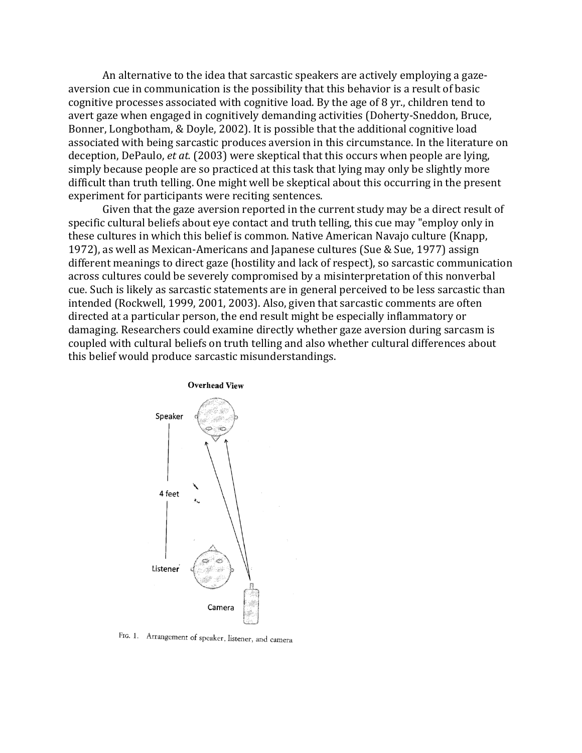An alternative to the idea that sarcastic speakers are actively employing a gaze-aversion cue in communication is the possibility that this behavior is a result of basic cognitive processes associated with cognitive load. By the age of 8 yr., children tend to avert gaze when engaged in cognitively demanding activities (Doherty-Sneddon, Bruce, Bonner, Longbotham, & Doyle, 2002). It is possible that the additional cognitive load associated with being sarcastic produces aversion in this circumstance. In the literature on deception, DePaulo, *et at.* (2003) were skeptical that this occurs when people are lying, simply because people are so practiced at this task that lying may only be slightly more difficult than truth telling. One might well be skeptical about this occurring in the present experiment for participants were reciting sentences.

Given that the gaze aversion reported in the current study may be a direct result of specific cultural beliefs about eye contact and truth telling, this cue may "employ only in these cultures in which this belief is common. Native American Navajo culture (Knapp, 1972), as well as Mexican-Americans and Japanese cultures (Sue & Sue, 1977) assign different meanings to direct gaze (hostility and lack of respect), so sarcastic communication across cultures could be severely compromised by a misinterpretation of this nonverbal cue. Such is likely as sarcastic statements are in general perceived to be less sarcastic than intended (Rockwell, 1999, 2001, 2003). Also, given that sarcastic comments are often directed at a particular person, the end result might be especially inflammatory or damaging. Researchers could examine directly whether gaze aversion during sarcasm is coupled with cultural beliefs on truth telling and also whether cultural differences about this belief would produce sarcastic misunderstandings.

Overhead View

Speaker

4 feet

Listener

Camera

FIG. 1. Arrangement of speaker, listener, and camera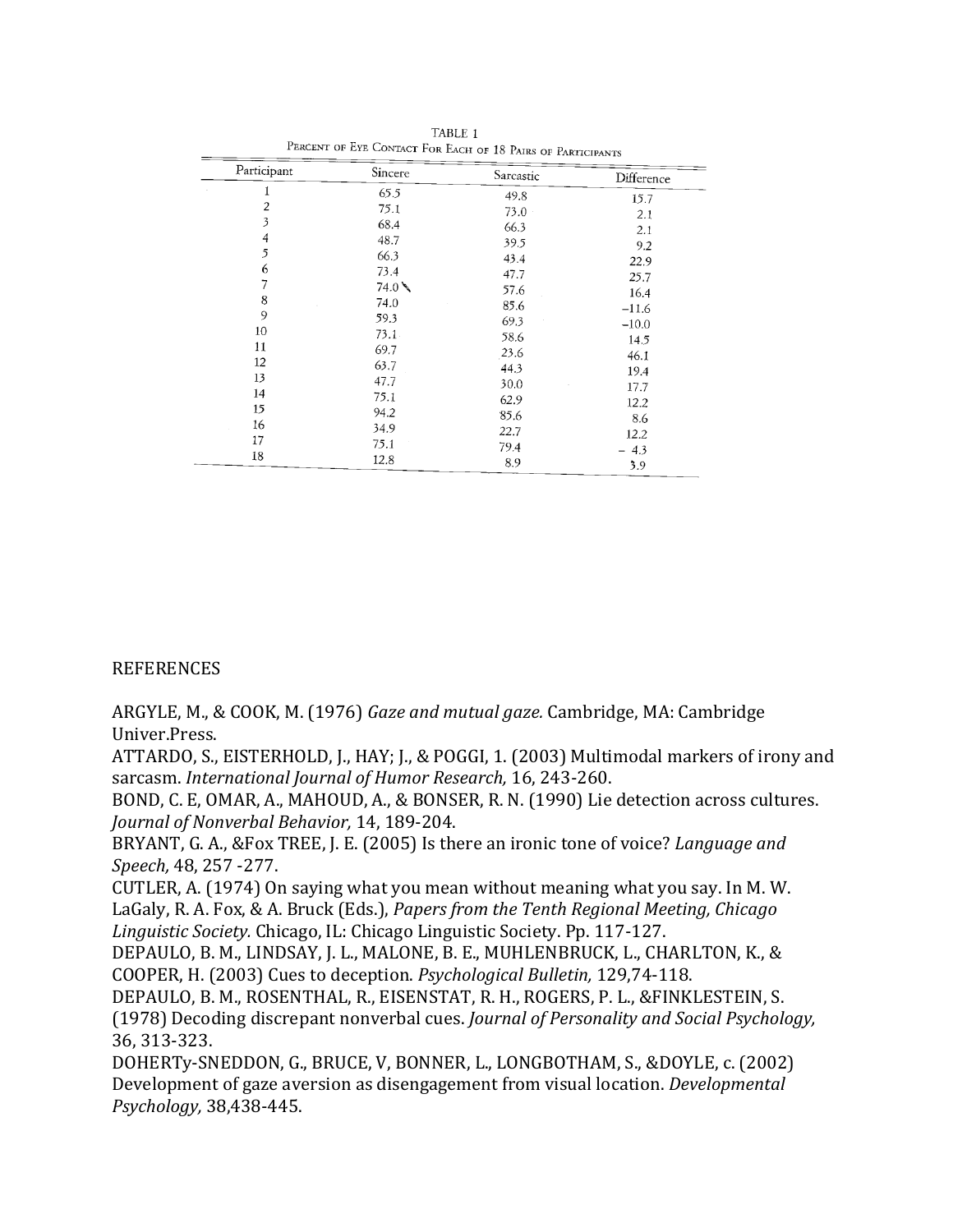TABLE 1
PERCENT OF EYE CONTACT FOR EACH OF 18 PAIRS OF PARTICIPANTS

| Participant | Sincere | Sarcastic | Difference |
| --- | --- | --- | --- |
| 1 | 65.5 | 49.8 | 15.7 |
| 2 | 75.1 | 73.0 | 2.1 |
| 3 | 68.4 | 66.3 | 2.1 |
| 4 | 48.7 | 39.5 | 9.2 |
| 5 | 66.3 | 43.4 | 22.9 |
| 6 | 73.4 | 47.7 | 25.7 |
| 7 | 74.0 | 57.6 | 16.4 |
| 8 | 74.0 | 85.6 | −11.6 |
| 9 | 59.3 | 69.3 | −10.0 |
| 10 | 73.1 | 58.6 | 14.5 |
| 11 | 69.7 | 23.6 | 46.1 |
| 12 | 63.7 | 44.3 | 19.4 |
| 13 | 47.7 | 30.0 | 17.7 |
| 14 | 75.1 | 62.9 | 12.2 |
| 15 | 94.2 | 85.6 | 8.6 |
| 16 | 34.9 | 22.7 | 12.2 |
| 17 | 75.1 | 79.4 | − 4.3 |
| 18 | 12.8 | 8.9 | 3.9 |

## REFERENCES

ARGYLE, M., & COOK, M. (1976) *Gaze and mutual gaze.* Cambridge, MA: Cambridge Univer.Press.

ATTARDO, S., EISTERHOLD, J., HAY; J., & POGGI, 1. (2003) Multimodal markers of irony and sarcasm. *International Journal of Humor Research,* 16, 243-260.

BOND, C. E, OMAR, A., MAHOUD, A., & BONSER, R. N. (1990) Lie detection across cultures. *Journal of Nonverbal Behavior,* 14, 189-204.

BRYANT, G. A., &Fox TREE, J. E. (2005) Is there an ironic tone of voice? *Language and Speech,* 48, 257 -277.

CUTLER, A. (1974) On saying what you mean without meaning what you say. In M. W. LaGaly, R. A. Fox, & A. Bruck (Eds.), *Papers from the Tenth Regional Meeting, Chicago Linguistic Society.* Chicago, IL: Chicago Linguistic Society. Pp. 117-127.

DEPAULO, B. M., LINDSAY, J. L., MALONE, B. E., MUHLENBRUCK, L., CHARLTON, K., & COOPER, H. (2003) Cues to deception. *Psychological Bulletin,* 129,74-118.

DEPAULO, B. M., ROSENTHAL, R., EISENSTAT, R. H., ROGERS, P. L., &FINKLESTEIN, S. (1978) Decoding discrepant nonverbal cues. *Journal of Personality and Social Psychology,* 36, 313-323.

DOHERTy-SNEDDON, G., BRUCE, V, BONNER, L., LONGBOTHAM, S., &DOYLE, c. (2002) Development of gaze aversion as disengagement from visual location. *Developmental Psychology,* 38,438-445.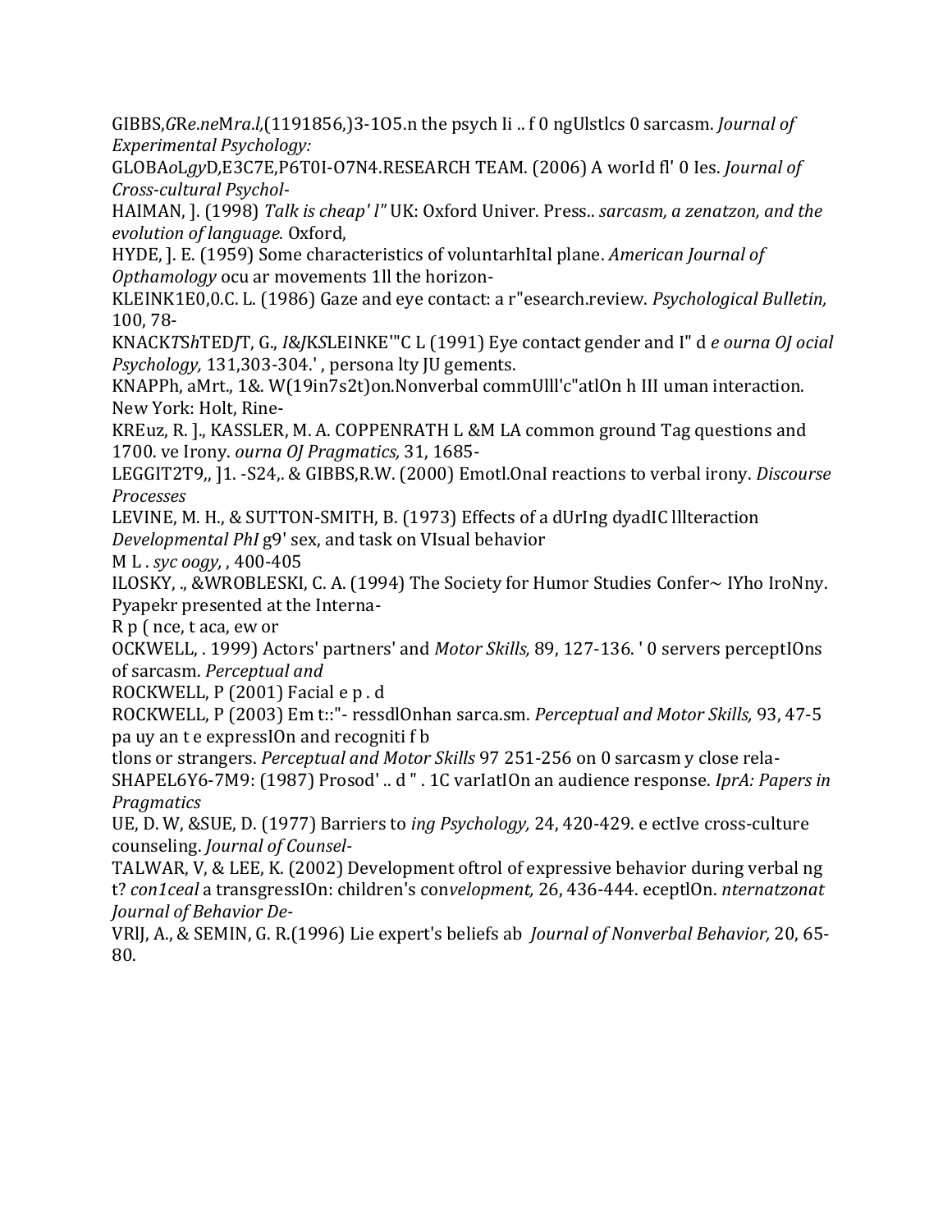GIBBS,*G*R*e.ne*M*ra.l,*(1191856,)3-1O5.n the psych Ii .. f 0 ngUlstlcs 0 sarcasm. *Journal of Experimental Psychology:*

GLOBA*o*L*gy*D*,*E3C7E,P6T0I-O7N4.RESEARCH TEAM. (2006) A worId fl' 0 Ies. *Journal of Cross-cultural Psychol-*

HAIMAN, ]. (1998) *Talk is cheap' l"* UK: Oxford Univer. Press.. *sarcasm, a zenatzon, and the evolution of language.* Oxford,

HYDE, ]. E. (1959) Some characteristics of voluntarhItal plane. *American Journal of Opthamology* ocu ar movements 1ll the horizon-

KLEINK1E0,0.C. L. (1986) Gaze and eye contact: a r"esearch.review. *Psychological Bulletin,* 100, 78-

KNACK*TSh*TED*J*T, G., *I&JKS*LEINKE'"C L (1991) Eye contact gender and I" d *e ourna OJ ocial Psychology,* 131,303-304.' , persona lty JU gements.

KNAPPh, aMrt., 1&. W(19in7s2t)on.Nonverbal commUlll'c"atlOn h III uman interaction. New York: Holt, Rine-

KREuz, R. ]., KASSLER, M. A. COPPENRATH L &M LA common ground Tag questions and 1700. ve Irony. *ourna OJ Pragmatics,* 31, 1685-

LEGGIT2T9,, ]1. -S24,. & GIBBS,R.W. (2000) Emotl.OnaI reactions to verbal irony. *Discourse Processes*

LEVINE, M. H., & SUTTON-SMITH, B. (1973) Effects of a dUrIng dyadIC lllteraction *Developmental PhI* g9' sex, and task on VIsual behavior

M L . *syc oogy,* , 400-405

ILOSKY, ., &WROBLESKI, C. A. (1994) The Society for Humor Studies Confer~ IYho IroNny. Pyapekr presented at the Interna-

R p ( nce, t aca, ew or

OCKWELL, . 1999) Actors' partners' and *Motor Skills,* 89, 127-136. ' 0 servers perceptIOns of sarcasm. *Perceptual and*

ROCKWELL, P (2001) Facial e p . d

ROCKWELL, P (2003) Em t::"- ressdlOnhan sarca.sm. *Perceptual and Motor Skills,* 93, 47-5 pa uy an t e expressIOn and recogniti f b

tlons or strangers. *Perceptual and Motor Skills* 97 251-256 on 0 sarcasm y close rela-

SHAPEL6Y6-7M9: (1987) Prosod' .. d " . 1C varIatIOn an audience response. *IprA: Papers in Pragmatics*

UE, D. W, &SUE, D. (1977) Barriers to *ing Psychology,* 24, 420-429. e ectIve cross-culture counseling. *Journal of Counsel-*

TALWAR, V, & LEE, K. (2002) Development oftrol of expressive behavior during verbal ng t? *con1ceal* a transgressIOn: children's con*velopment,* 26, 436-444. eceptlOn. *nternatzonat Journal of Behavior De-*

VRlJ, A., & SEMIN, G. R.(1996) Lie expert's beliefs ab *Journal of Nonverbal Behavior,* 20, 65-80.